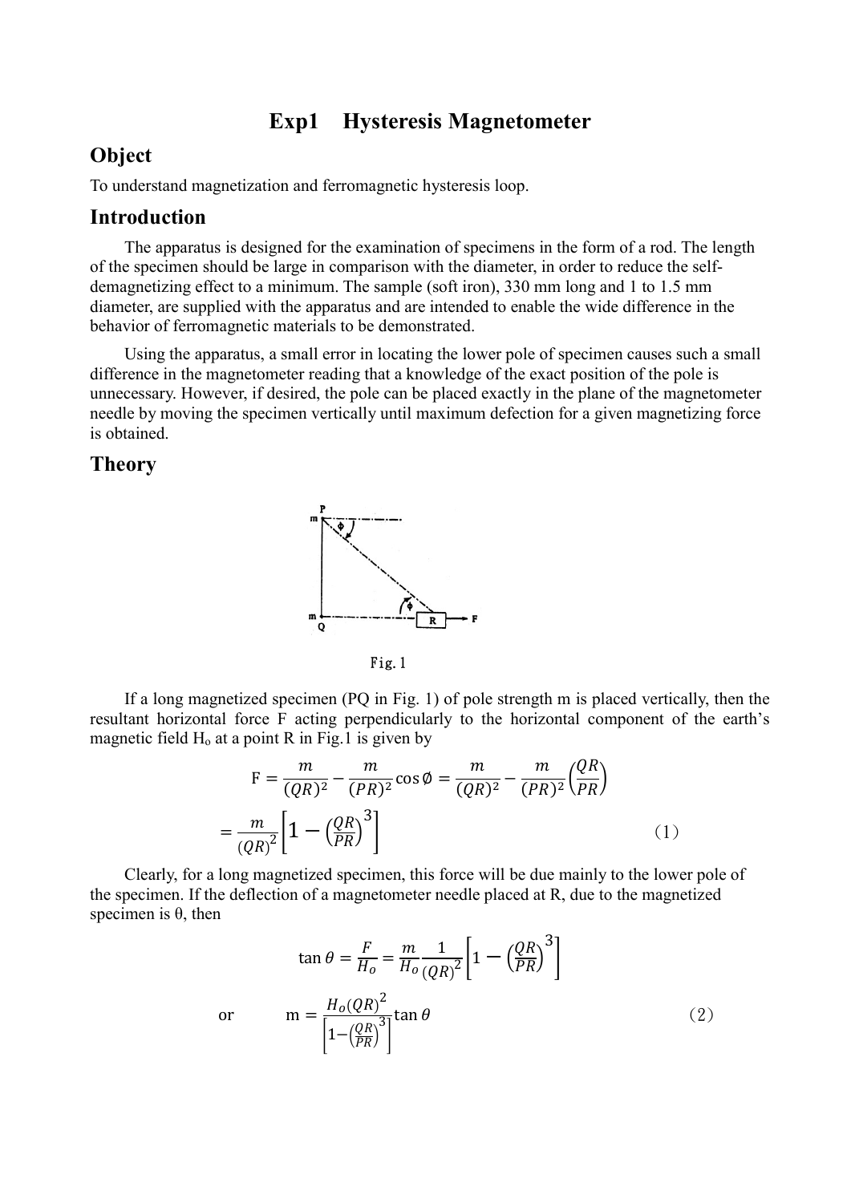# Exp1 Hysteresis Magnetometer

## Object

To understand magnetization and ferromagnetic hysteresis loop.

## Introduction

The apparatus is designed for the examination of specimens in the form of a rod. The length of the specimen should be large in comparison with the diameter, in order to reduce the self-demagnetizing effect to a minimum. The sample (soft iron), 330 mm long and 1 to 1.5 mm diameter, are supplied with the apparatus and are intended to enable the wide difference in the behavior of ferromagnetic materials to be demonstrated.

Using the apparatus, a small error in locating the lower pole of specimen causes such a small difference in the magnetometer reading that a knowledge of the exact position of the pole is unnecessary. However, if desired, the pole can be placed exactly in the plane of the magnetometer needle by moving the specimen vertically until maximum defection for a given magnetizing force is obtained.

## Theory

Fig. 1

If a long magnetized specimen (PQ in Fig. 1) of pole strength m is placed vertically, then the resultant horizontal force F acting perpendicularly to the horizontal component of the earth's magnetic field $H_o$ at a point R in Fig.1 is given by

$$\mathrm{F} = \frac{m}{(QR)^2} - \frac{m}{(PR)^2}\cos\emptyset = \frac{m}{(QR)^2} - \frac{m}{(PR)^2}\left(\frac{QR}{PR}\right)$$

$$= \frac{m}{(QR)^2}\left[1 - \left(\frac{QR}{PR}\right)^3\right] \tag{1}$$

Clearly, for a long magnetized specimen, this force will be due mainly to the lower pole of the specimen. If the deflection of a magnetometer needle placed at R, due to the magnetized specimen is θ, then

$$\tan\theta = \frac{F}{H_o} = \frac{m}{H_o}\frac{1}{(QR)^2}\left[1 - \left(\frac{QR}{PR}\right)^3\right]$$

or

$$\mathrm{m} = \frac{H_o (QR)^2}{\left[1 - \left(\frac{QR}{PR}\right)^3\right]}\tan\theta \tag{2}$$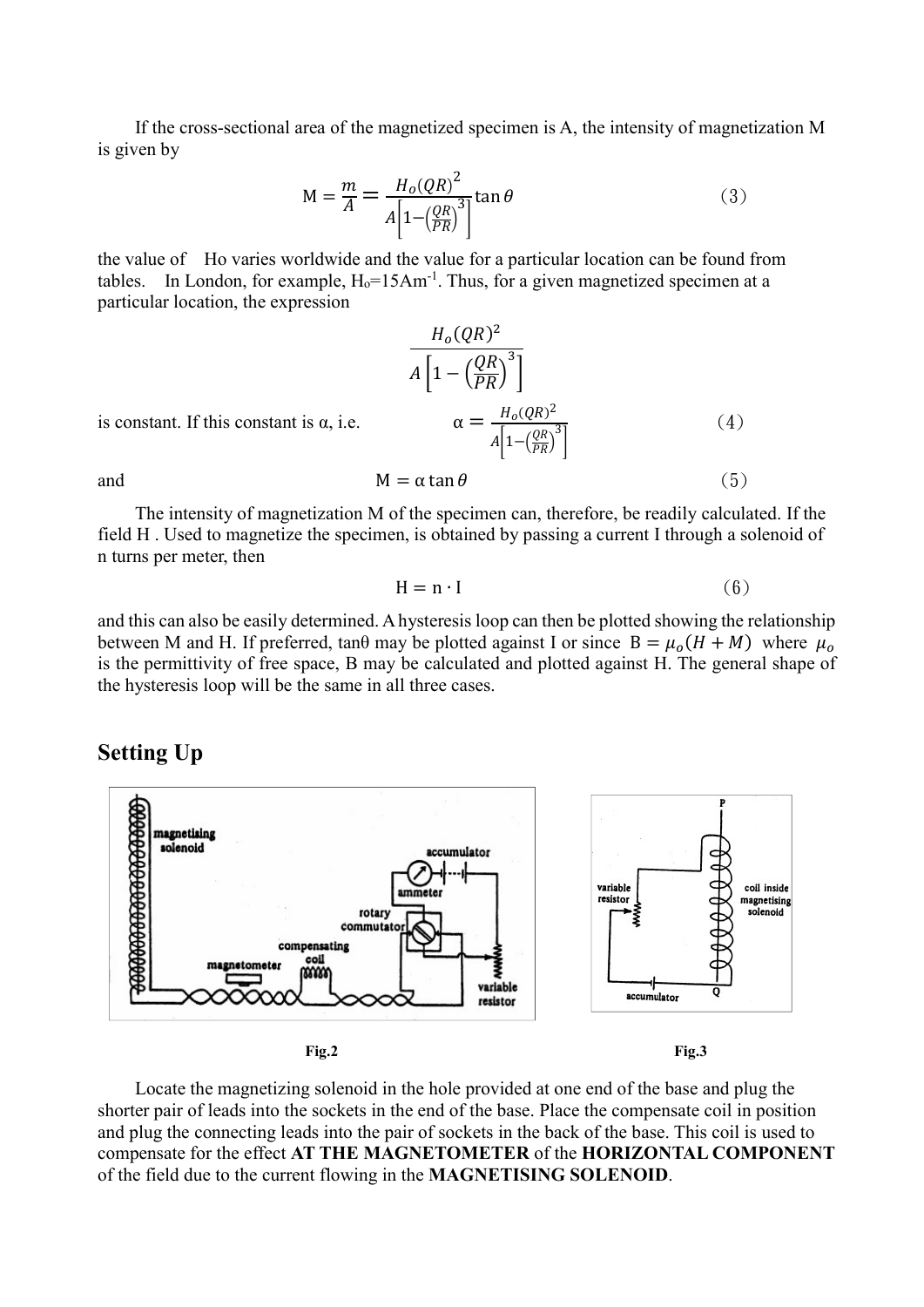If the cross-sectional area of the magnetized specimen is A, the intensity of magnetization M is given by

$$\mathrm{M} = \frac{m}{A} = \frac{H_o(QR)^2}{A\left[1-\left(\frac{QR}{PR}\right)^3\right]}\tan\theta \qquad (3)$$

the value of Ho varies worldwide and the value for a particular location can be found from tables. In London, for example, $H_o$=15Am$^{-1}$. Thus, for a given magnetized specimen at a particular location, the expression

$$\frac{H_o(QR)^2}{A\left[1-\left(\frac{QR}{PR}\right)^3\right]}$$

is constant. If this constant is α, i.e.

$$\alpha = \frac{H_o(QR)^2}{A\left[1-\left(\frac{QR}{PR}\right)^3\right]} \qquad (4)$$

and

$$\mathrm{M} = \alpha\tan\theta \qquad (5)$$

The intensity of magnetization M of the specimen can, therefore, be readily calculated. If the field H . Used to magnetize the specimen, is obtained by passing a current I through a solenoid of n turns per meter, then

$$\mathrm{H} = \mathrm{n}\cdot\mathrm{I} \qquad (6)$$

and this can also be easily determined. A hysteresis loop can then be plotted showing the relationship between M and H. If preferred, tanθ may be plotted against I or since $B = \mu_o(H + M)$ where $\mu_o$ is the permittivity of free space, B may be calculated and plotted against H. The general shape of the hysteresis loop will be the same in all three cases.

## Setting Up

Fig.2

Fig.3

Locate the magnetizing solenoid in the hole provided at one end of the base and plug the shorter pair of leads into the sockets in the end of the base. Place the compensate coil in position and plug the connecting leads into the pair of sockets in the back of the base. This coil is used to compensate for the effect **AT THE MAGNETOMETER** of the **HORIZONTAL COMPONENT** of the field due to the current flowing in the **MAGNETISING SOLENOID**.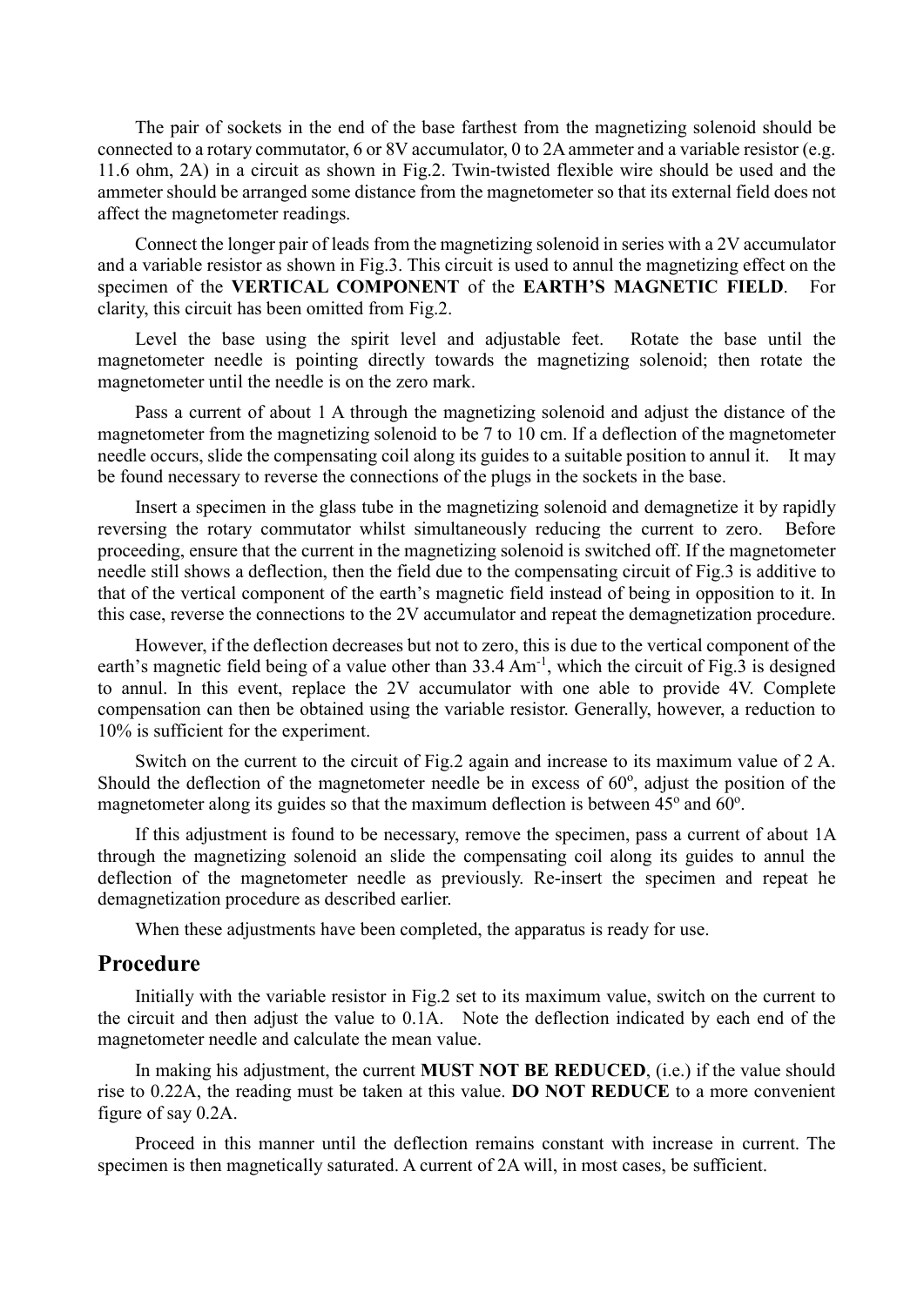The pair of sockets in the end of the base farthest from the magnetizing solenoid should be connected to a rotary commutator, 6 or 8V accumulator, 0 to 2A ammeter and a variable resistor (e.g. 11.6 ohm, 2A) in a circuit as shown in Fig.2. Twin-twisted flexible wire should be used and the ammeter should be arranged some distance from the magnetometer so that its external field does not affect the magnetometer readings.

Connect the longer pair of leads from the magnetizing solenoid in series with a 2V accumulator and a variable resistor as shown in Fig.3. This circuit is used to annul the magnetizing effect on the specimen of the **VERTICAL COMPONENT** of the **EARTH'S MAGNETIC FIELD**. For clarity, this circuit has been omitted from Fig.2.

Level the base using the spirit level and adjustable feet. Rotate the base until the magnetometer needle is pointing directly towards the magnetizing solenoid; then rotate the magnetometer until the needle is on the zero mark.

Pass a current of about 1 A through the magnetizing solenoid and adjust the distance of the magnetometer from the magnetizing solenoid to be 7 to 10 cm. If a deflection of the magnetometer needle occurs, slide the compensating coil along its guides to a suitable position to annul it. It may be found necessary to reverse the connections of the plugs in the sockets in the base.

Insert a specimen in the glass tube in the magnetizing solenoid and demagnetize it by rapidly reversing the rotary commutator whilst simultaneously reducing the current to zero. Before proceeding, ensure that the current in the magnetizing solenoid is switched off. If the magnetometer needle still shows a deflection, then the field due to the compensating circuit of Fig.3 is additive to that of the vertical component of the earth's magnetic field instead of being in opposition to it. In this case, reverse the connections to the 2V accumulator and repeat the demagnetization procedure.

However, if the deflection decreases but not to zero, this is due to the vertical component of the earth's magnetic field being of a value other than 33.4 $Am^{-1}$, which the circuit of Fig.3 is designed to annul. In this event, replace the 2V accumulator with one able to provide 4V. Complete compensation can then be obtained using the variable resistor. Generally, however, a reduction to 10% is sufficient for the experiment.

Switch on the current to the circuit of Fig.2 again and increase to its maximum value of 2 A. Should the deflection of the magnetometer needle be in excess of $60^o$, adjust the position of the magnetometer along its guides so that the maximum deflection is between $45^o$ and $60^o$.

If this adjustment is found to be necessary, remove the specimen, pass a current of about 1A through the magnetizing solenoid an slide the compensating coil along its guides to annul the deflection of the magnetometer needle as previously. Re-insert the specimen and repeat he demagnetization procedure as described earlier.

When these adjustments have been completed, the apparatus is ready for use.

## Procedure

Initially with the variable resistor in Fig.2 set to its maximum value, switch on the current to the circuit and then adjust the value to 0.1A. Note the deflection indicated by each end of the magnetometer needle and calculate the mean value.

In making his adjustment, the current **MUST NOT BE REDUCED**, (i.e.) if the value should rise to 0.22A, the reading must be taken at this value. **DO NOT REDUCE** to a more convenient figure of say 0.2A.

Proceed in this manner until the deflection remains constant with increase in current. The specimen is then magnetically saturated. A current of 2A will, in most cases, be sufficient.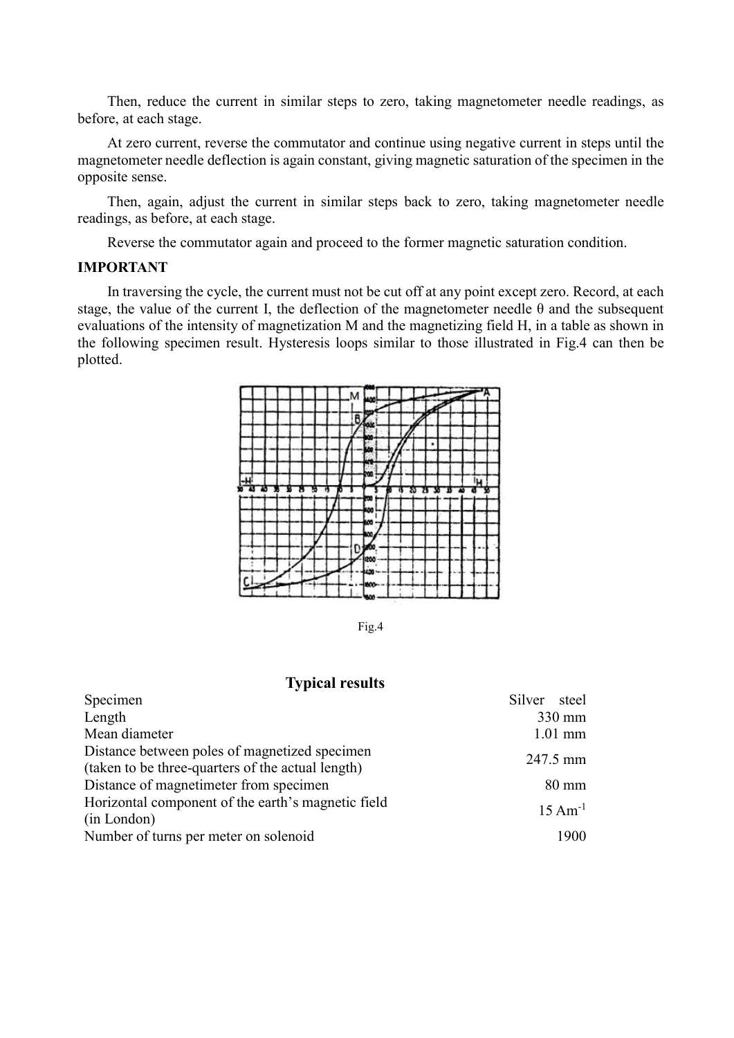Then, reduce the current in similar steps to zero, taking magnetometer needle readings, as before, at each stage.

At zero current, reverse the commutator and continue using negative current in steps until the magnetometer needle deflection is again constant, giving magnetic saturation of the specimen in the opposite sense.

Then, again, adjust the current in similar steps back to zero, taking magnetometer needle readings, as before, at each stage.

Reverse the commutator again and proceed to the former magnetic saturation condition.

**IMPORTANT**

In traversing the cycle, the current must not be cut off at any point except zero. Record, at each stage, the value of the current I, the deflection of the magnetometer needle θ and the subsequent evaluations of the intensity of magnetization M and the magnetizing field H, in a table as shown in the following specimen result. Hysteresis loops similar to those illustrated in Fig.4 can then be plotted.

Fig.4

## Typical results

| | |
|---|---|
| Specimen | Silver steel |
| Length | 330 mm |
| Mean diameter | 1.01 mm |
| Distance between poles of magnetized specimen (taken to be three-quarters of the actual length) | 247.5 mm |
| Distance of magnetimeter from specimen | 80 mm |
| Horizontal component of the earth's magnetic field (in London) | 15 $Am^{-1}$ |
| Number of turns per meter on solenoid | 1900 |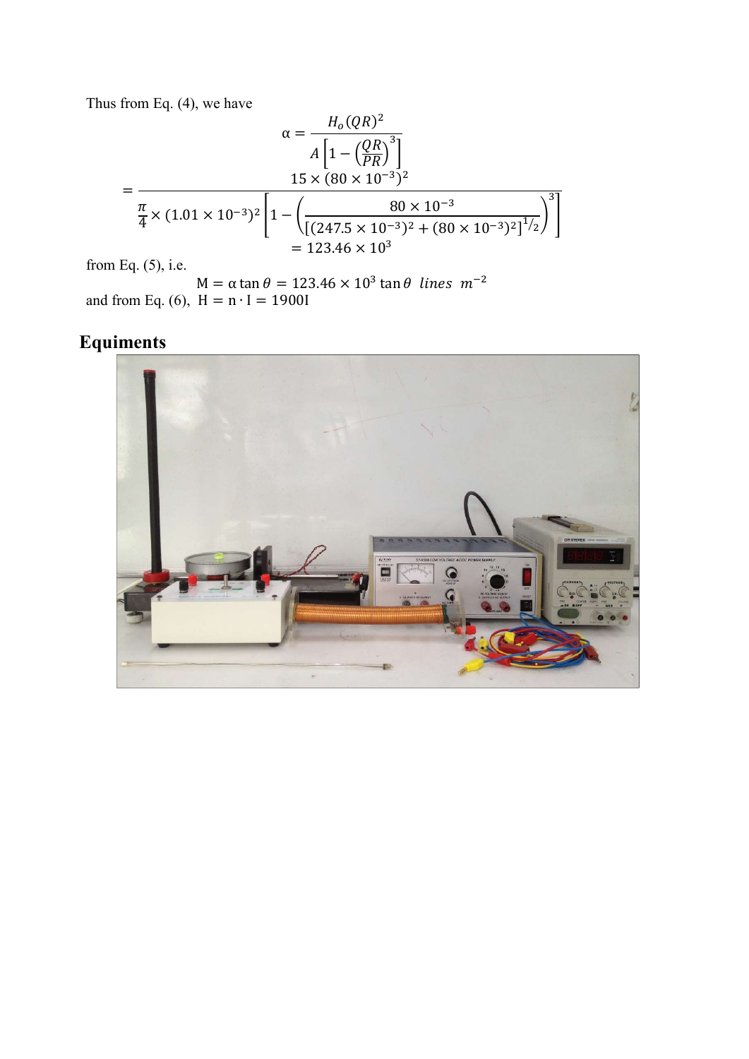Thus from Eq. (4), we have

$$\alpha = \frac{H_o(QR)^2}{A\left[1-\left(\frac{QR}{PR}\right)^3\right]}$$

$$= \frac{15\times(80\times10^{-3})^2}{\frac{\pi}{4}\times(1.01\times10^{-3})^2\left[1-\left(\frac{80\times10^{-3}}{[(247.5\times10^{-3})^2+(80\times10^{-3})^2]^{1/2}}\right)^3\right]}$$

$$= 123.46\times10^3$$

from Eq. (5), i.e.

$$\mathrm{M} = \alpha\tan\theta = 123.46\times10^3\tan\theta \;\; lines\;\; m^{-2}$$

and from Eq. (6), $\mathrm{H} = \mathrm{n}\cdot\mathrm{I} = 1900\mathrm{I}$

## Equiments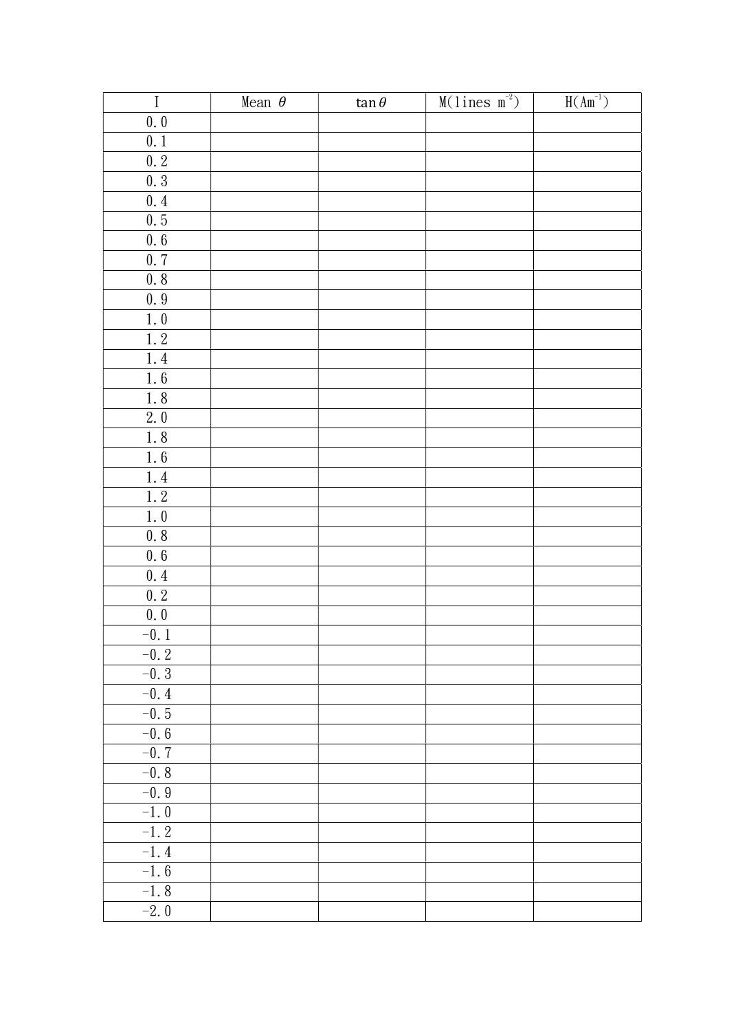| I | Mean $\theta$ | $\tan\theta$ | M(lines $m^{-2}$) | H($Am^{-1}$) |
|---|---|---|---|---|
| 0.0 | | | | |
| 0.1 | | | | |
| 0.2 | | | | |
| 0.3 | | | | |
| 0.4 | | | | |
| 0.5 | | | | |
| 0.6 | | | | |
| 0.7 | | | | |
| 0.8 | | | | |
| 0.9 | | | | |
| 1.0 | | | | |
| 1.2 | | | | |
| 1.4 | | | | |
| 1.6 | | | | |
| 1.8 | | | | |
| 2.0 | | | | |
| 1.8 | | | | |
| 1.6 | | | | |
| 1.4 | | | | |
| 1.2 | | | | |
| 1.0 | | | | |
| 0.8 | | | | |
| 0.6 | | | | |
| 0.4 | | | | |
| 0.2 | | | | |
| 0.0 | | | | |
| -0.1 | | | | |
| -0.2 | | | | |
| -0.3 | | | | |
| -0.4 | | | | |
| -0.5 | | | | |
| -0.6 | | | | |
| -0.7 | | | | |
| -0.8 | | | | |
| -0.9 | | | | |
| -1.0 | | | | |
| -1.2 | | | | |
| -1.4 | | | | |
| -1.6 | | | | |
| -1.8 | | | | |
| -2.0 | | | | |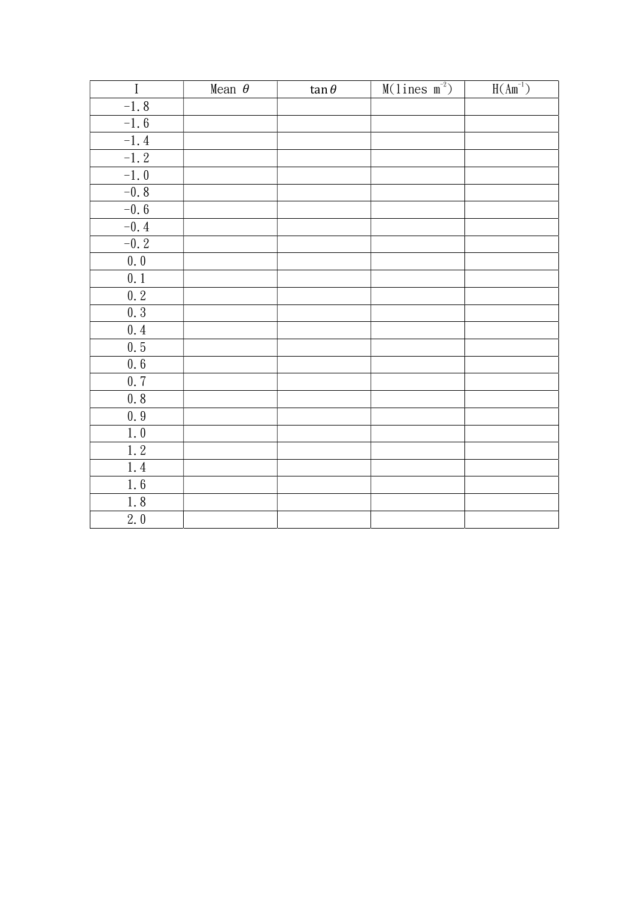| I | Mean $\theta$ | $\tan\theta$ | M(lines $m^{-2}$) | H($Am^{-1}$) |
|---|---|---|---|---|
| -1.8 | | | | |
| -1.6 | | | | |
| -1.4 | | | | |
| -1.2 | | | | |
| -1.0 | | | | |
| -0.8 | | | | |
| -0.6 | | | | |
| -0.4 | | | | |
| -0.2 | | | | |
| 0.0 | | | | |
| 0.1 | | | | |
| 0.2 | | | | |
| 0.3 | | | | |
| 0.4 | | | | |
| 0.5 | | | | |
| 0.6 | | | | |
| 0.7 | | | | |
| 0.8 | | | | |
| 0.9 | | | | |
| 1.0 | | | | |
| 1.2 | | | | |
| 1.4 | | | | |
| 1.6 | | | | |
| 1.8 | | | | |
| 2.0 | | | | |